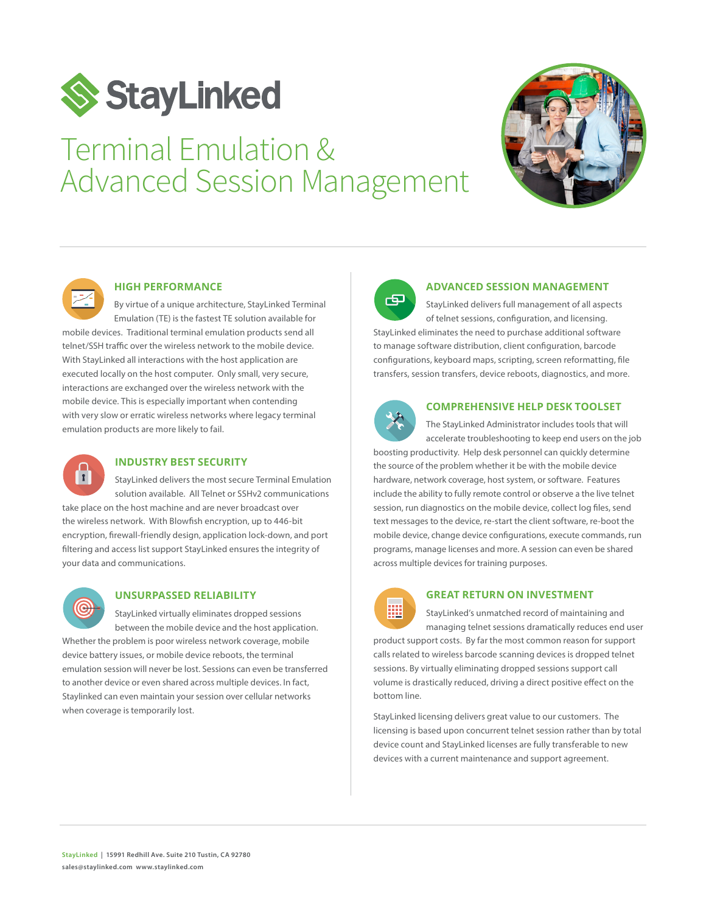# StayLinked

# Terminal Emulation & Advanced Session Management

## HIGH PERFORMANCE

By virtue of a unique architecture, StayLinked Terminal Emulation (TE) is the fastest TE solution available for mobile devices. Traditional terminal emulation products send all telnet/SSH traffic over the wireless network to the mobile device. With StayLinked all interactions with the host application are executed locally on the host computer. Only small, very secure, interactions are exchanged over the wireless network with the mobile device. This is especially important when contending with very slow or erratic wireless networks where legacy terminal emulation products are more likely to fail.

## INDUSTRY BEST SECURITY

StayLinked delivers the most secure Terminal Emulation solution available. All Telnet or SSHv2 communications take place on the host machine and are never broadcast over the wireless network. With Blowfish encryption, up to 446-bit encryption, firewall-friendly design, application lock-down, and port filtering and access list support StayLinked ensures the integrity of your data and communications.

## UNSURPASSED RELIABILITY

StayLinked virtually eliminates dropped sessions between the mobile device and the host application. Whether the problem is poor wireless network coverage, mobile device battery issues, or mobile device reboots, the terminal emulation session will never be lost. Sessions can even be transferred to another device or even shared across multiple devices. In fact, Staylinked can even maintain your session over cellular networks when coverage is temporarily lost.

## ADVANCED SESSION MANAGEMENT

StayLinked delivers full management of all aspects of telnet sessions, configuration, and licensing. StayLinked eliminates the need to purchase additional software to manage software distribution, client configuration, barcode configurations, keyboard maps, scripting, screen reformatting, file transfers, session transfers, device reboots, diagnostics, and more.

## COMPREHENSIVE HELP DESK TOOLSET

The StayLinked Administrator includes tools that will accelerate troubleshooting to keep end users on the job boosting productivity. Help desk personnel can quickly determine the source of the problem whether it be with the mobile device hardware, network coverage, host system, or software. Features include the ability to fully remote control or observe a the live telnet session, run diagnostics on the mobile device, collect log files, send text messages to the device, re-start the client software, re-boot the mobile device, change device configurations, execute commands, run programs, manage licenses and more. A session can even be shared across multiple devices for training purposes.

## GREAT RETURN ON INVESTMENT

StayLinked's unmatched record of maintaining and managing telnet sessions dramatically reduces end user product support costs. By far the most common reason for support calls related to wireless barcode scanning devices is dropped telnet sessions. By virtually eliminating dropped sessions support call volume is drastically reduced, driving a direct positive effect on the bottom line.

StayLinked licensing delivers great value to our customers. The licensing is based upon concurrent telnet session rather than by total device count and StayLinked licenses are fully transferable to new devices with a current maintenance and support agreement.

**StayLinked** | 15991 Redhill Ave. Suite 210 Tustin, CA 92780
sales@staylinked.com www.staylinked.com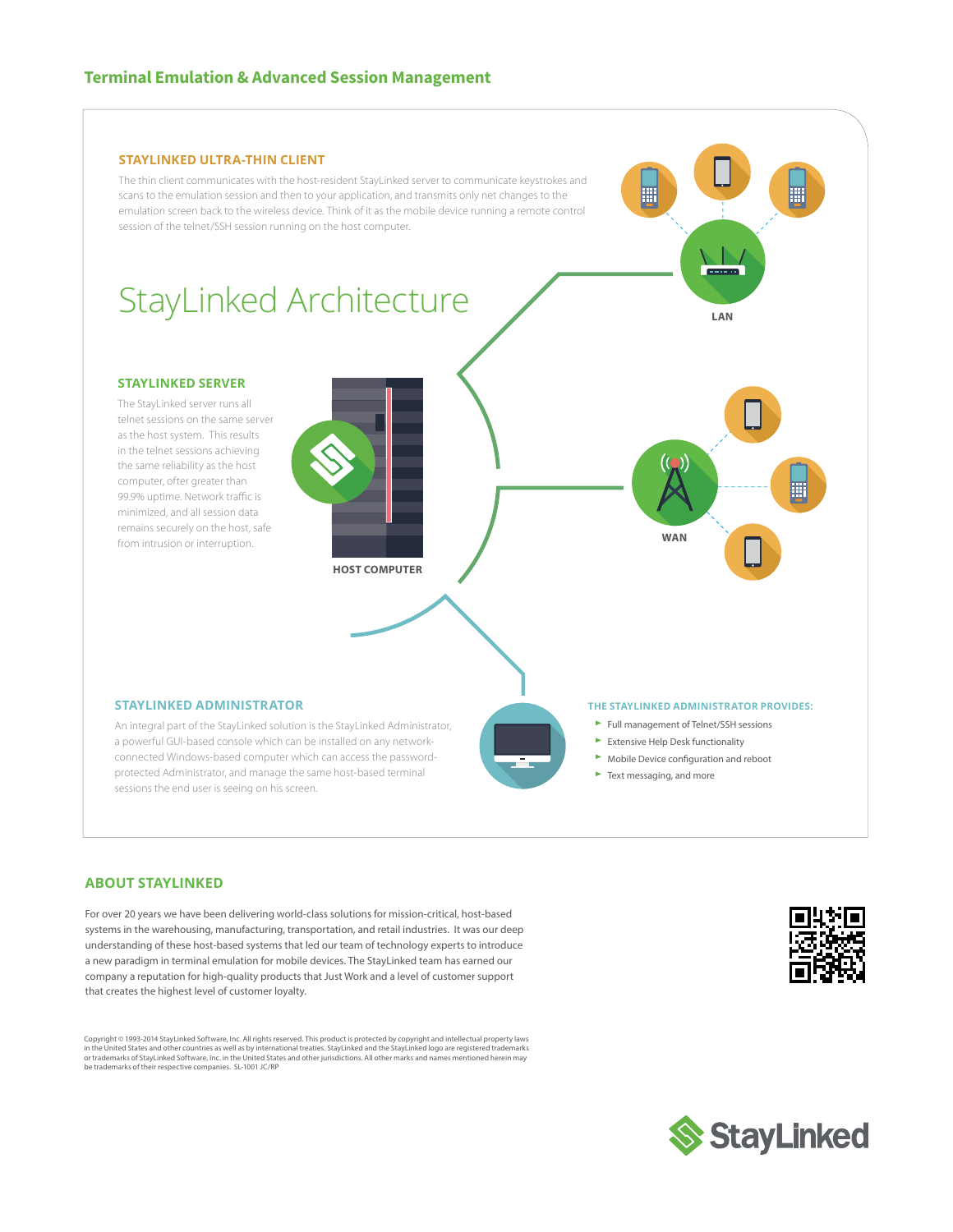## Terminal Emulation & Advanced Session Management

### STAYLINKED ULTRA-THIN CLIENT

The thin client communicates with the host-resident StayLinked server to communicate keystrokes and scans to the emulation session and then to your application, and transmits only net changes to the emulation screen back to the wireless device. Think of it as the mobile device running a remote control session of the telnet/SSH session running on the host computer.

LAN

# StayLinked Architecture

### STAYLINKED SERVER

The StayLinked server runs all telnet sessions on the same server as the host system. This results in the telnet sessions achieving the same reliability as the host computer, ofter greater than 99.9% uptime. Network traffic is minimized, and all session data remains securely on the host, safe from intrusion or interruption.

HOST COMPUTER

WAN

### STAYLINKED ADMINISTRATOR

An integral part of the StayLinked solution is the StayLinked Administrator, a powerful GUI-based console which can be installed on any network-connected Windows-based computer which can access the password-protected Administrator, and manage the same host-based terminal sessions the end user is seeing on his screen.

### THE STAYLINKED ADMINISTRATOR PROVIDES:

- Full management of Telnet/SSH sessions
- Extensive Help Desk functionality
- Mobile Device configuration and reboot
- Text messaging, and more

## ABOUT STAYLINKED

For over 20 years we have been delivering world-class solutions for mission-critical, host-based systems in the warehousing, manufacturing, transportation, and retail industries. It was our deep understanding of these host-based systems that led our team of technology experts to introduce a new paradigm in terminal emulation for mobile devices. The StayLinked team has earned our company a reputation for high-quality products that Just Work and a level of customer support that creates the highest level of customer loyalty.

Copyright © 1993-2014 StayLinked Software, Inc. All rights reserved. This product is protected by copyright and intellectual property laws in the United States and other countries as well as by international treaties. StayLinked and the StayLinked logo are registered trademarks or trademarks of StayLinked Software, Inc. in the United States and other jurisdictions. All other marks and names mentioned herein may be trademarks of their respective companies. SL-1001 JC/RP

StayLinked